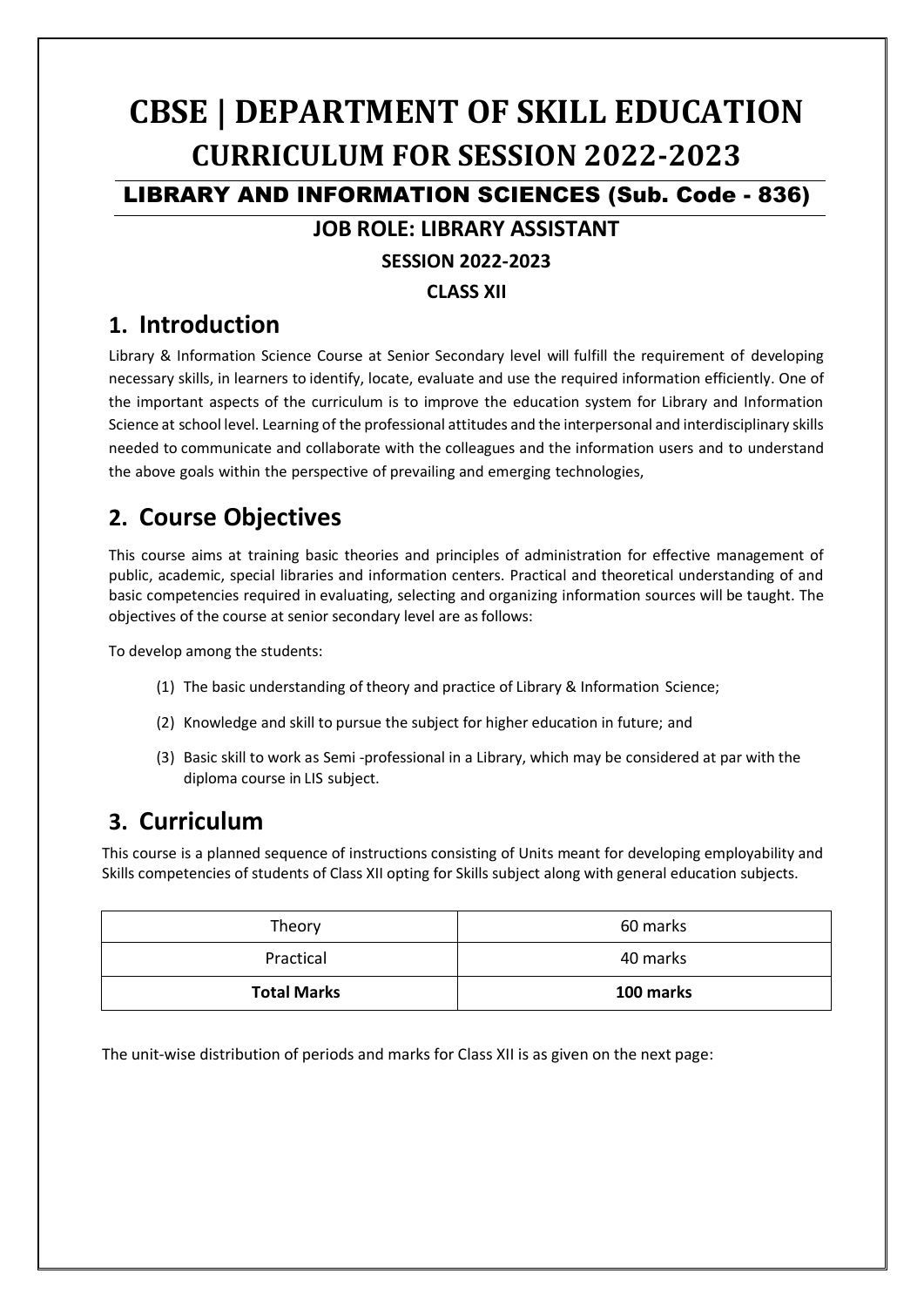# CBSE | DEPARTMENT OF SKILL EDUCATION
# CURRICULUM FOR SESSION 2022-2023

## LIBRARY AND INFORMATION SCIENCES (Sub. Code - 836)

### JOB ROLE: LIBRARY ASSISTANT

**SESSION 2022-2023**

**CLASS XII**

## 1. Introduction

Library & Information Science Course at Senior Secondary level will fulfill the requirement of developing necessary skills, in learners to identify, locate, evaluate and use the required information efficiently. One of the important aspects of the curriculum is to improve the education system for Library and Information Science at school level. Learning of the professional attitudes and the interpersonal and interdisciplinary skills needed to communicate and collaborate with the colleagues and the information users and to understand the above goals within the perspective of prevailing and emerging technologies,

## 2. Course Objectives

This course aims at training basic theories and principles of administration for effective management of public, academic, special libraries and information centers. Practical and theoretical understanding of and basic competencies required in evaluating, selecting and organizing information sources will be taught. The objectives of the course at senior secondary level are as follows:

To develop among the students:

(1) The basic understanding of theory and practice of Library & Information Science;

(2) Knowledge and skill to pursue the subject for higher education in future; and

(3) Basic skill to work as Semi -professional in a Library, which may be considered at par with the diploma course in LIS subject.

## 3. Curriculum

This course is a planned sequence of instructions consisting of Units meant for developing employability and Skills competencies of students of Class XII opting for Skills subject along with general education subjects.

| Theory | 60 marks |
|---|---|
| Practical | 40 marks |
| **Total Marks** | **100 marks** |

The unit-wise distribution of periods and marks for Class XII is as given on the next page: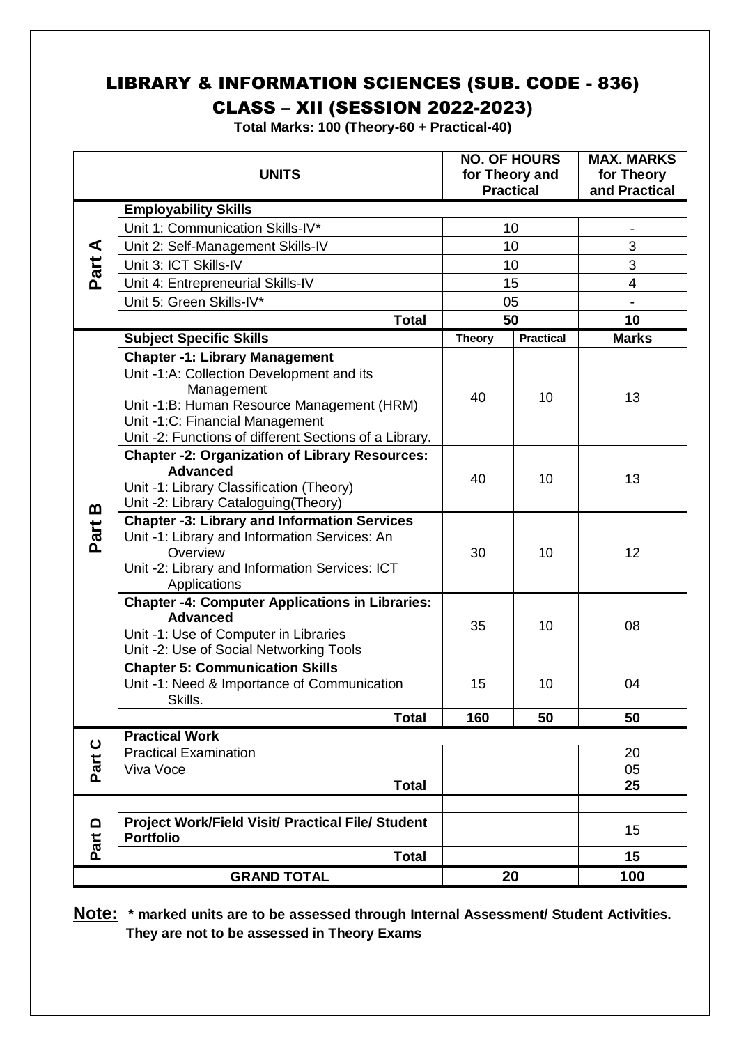# LIBRARY & INFORMATION SCIENCES (SUB. CODE - 836)

## CLASS – XII (SESSION 2022-2023)

**Total Marks: 100 (Theory-60 + Practical-40)**

| | UNITS | NO. OF HOURS for Theory and Practical | | MAX. MARKS for Theory and Practical |
|---|---|---|---|---|
| Part A | **Employability Skills** | | | |
| | Unit 1: Communication Skills-IV* | 10 | | - |
| | Unit 2: Self-Management Skills-IV | 10 | | 3 |
| | Unit 3: ICT Skills-IV | 10 | | 3 |
| | Unit 4: Entrepreneurial Skills-IV | 15 | | 4 |
| | Unit 5: Green Skills-IV* | 05 | | - |
| | **Total** | **50** | | **10** |
| Part B | **Subject Specific Skills** | **Theory** | **Practical** | **Marks** |
| | **Chapter -1: Library Management**<br>Unit -1:A: Collection Development and its Management<br>Unit -1:B: Human Resource Management (HRM)<br>Unit -1:C: Financial Management<br>Unit -2: Functions of different Sections of a Library. | 40 | 10 | 13 |
| | **Chapter -2: Organization of Library Resources: Advanced**<br>Unit -1: Library Classification (Theory)<br>Unit -2: Library Cataloguing(Theory) | 40 | 10 | 13 |
| | **Chapter -3: Library and Information Services**<br>Unit -1: Library and Information Services: An Overview<br>Unit -2: Library and Information Services: ICT Applications | 30 | 10 | 12 |
| | **Chapter -4: Computer Applications in Libraries: Advanced**<br>Unit -1: Use of Computer in Libraries<br>Unit -2: Use of Social Networking Tools | 35 | 10 | 08 |
| | **Chapter 5: Communication Skills**<br>Unit -1: Need & Importance of Communication Skills. | 15 | 10 | 04 |
| | **Total** | **160** | **50** | **50** |
| Part C | **Practical Work** | | | |
| | Practical Examination | | | 20 |
| | Viva Voce | | | 05 |
| | **Total** | | | **25** |
| Part D | **Project Work/Field Visit/ Practical File/ Student Portfolio** | | | 15 |
| | **Total** | | | **15** |
| | **GRAND TOTAL** | **20** | | **100** |

**Note:** **\* marked units are to be assessed through Internal Assessment/ Student Activities. They are not to be assessed in Theory Exams**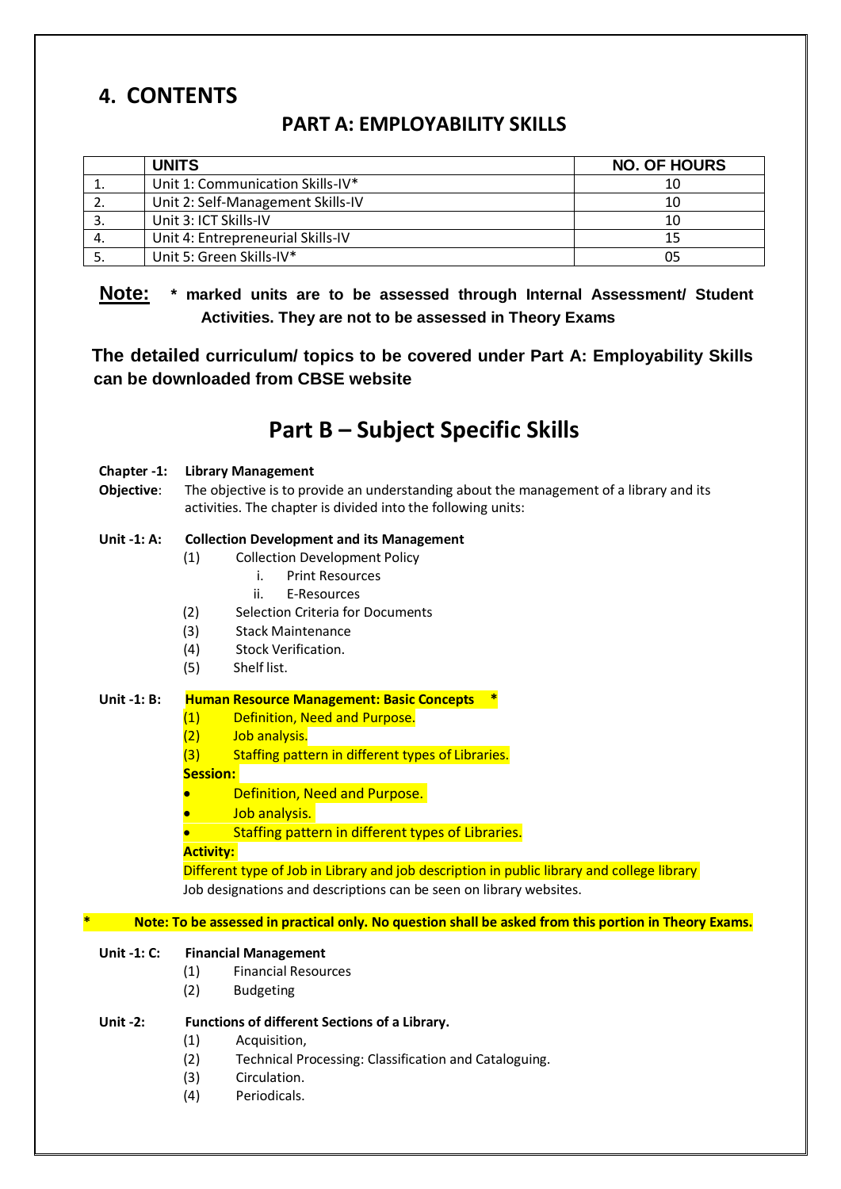## 4. CONTENTS

### PART A: EMPLOYABILITY SKILLS

| | UNITS | NO. OF HOURS |
|---|---|---|
| 1. | Unit 1: Communication Skills-IV* | 10 |
| 2. | Unit 2: Self-Management Skills-IV | 10 |
| 3. | Unit 3: ICT Skills-IV | 10 |
| 4. | Unit 4: Entrepreneurial Skills-IV | 15 |
| 5. | Unit 5: Green Skills-IV* | 05 |

**Note:** * **marked units are to be assessed through Internal Assessment/ Student Activities. They are not to be assessed in Theory Exams**

**The detailed curriculum/ topics to be covered under Part A: Employability Skills can be downloaded from CBSE website**

## Part B – Subject Specific Skills

**Chapter -1: Library Management**

**Objective**: The objective is to provide an understanding about the management of a library and its activities. The chapter is divided into the following units:

**Unit -1: A: Collection Development and its Management**

(1) Collection Development Policy
   i. Print Resources
   ii. E-Resources

(2) Selection Criteria for Documents

(3) Stack Maintenance

(4) Stock Verification.

(5) Shelf list.

**Unit -1: B: Human Resource Management: Basic Concepts** *

(1) Definition, Need and Purpose.

(2) Job analysis.

(3) Staffing pattern in different types of Libraries.

**Session:**

- Definition, Need and Purpose.
- Job analysis.
- Staffing pattern in different types of Libraries.

**Activity:**

Different type of Job in Library and job description in public library and college library

Job designations and descriptions can be seen on library websites.

\* **Note: To be assessed in practical only. No question shall be asked from this portion in Theory Exams.**

**Unit -1: C: Financial Management**

(1) Financial Resources

(2) Budgeting

**Unit -2: Functions of different Sections of a Library.**

(1) Acquisition,

(2) Technical Processing: Classification and Cataloguing.

(3) Circulation.

(4) Periodicals.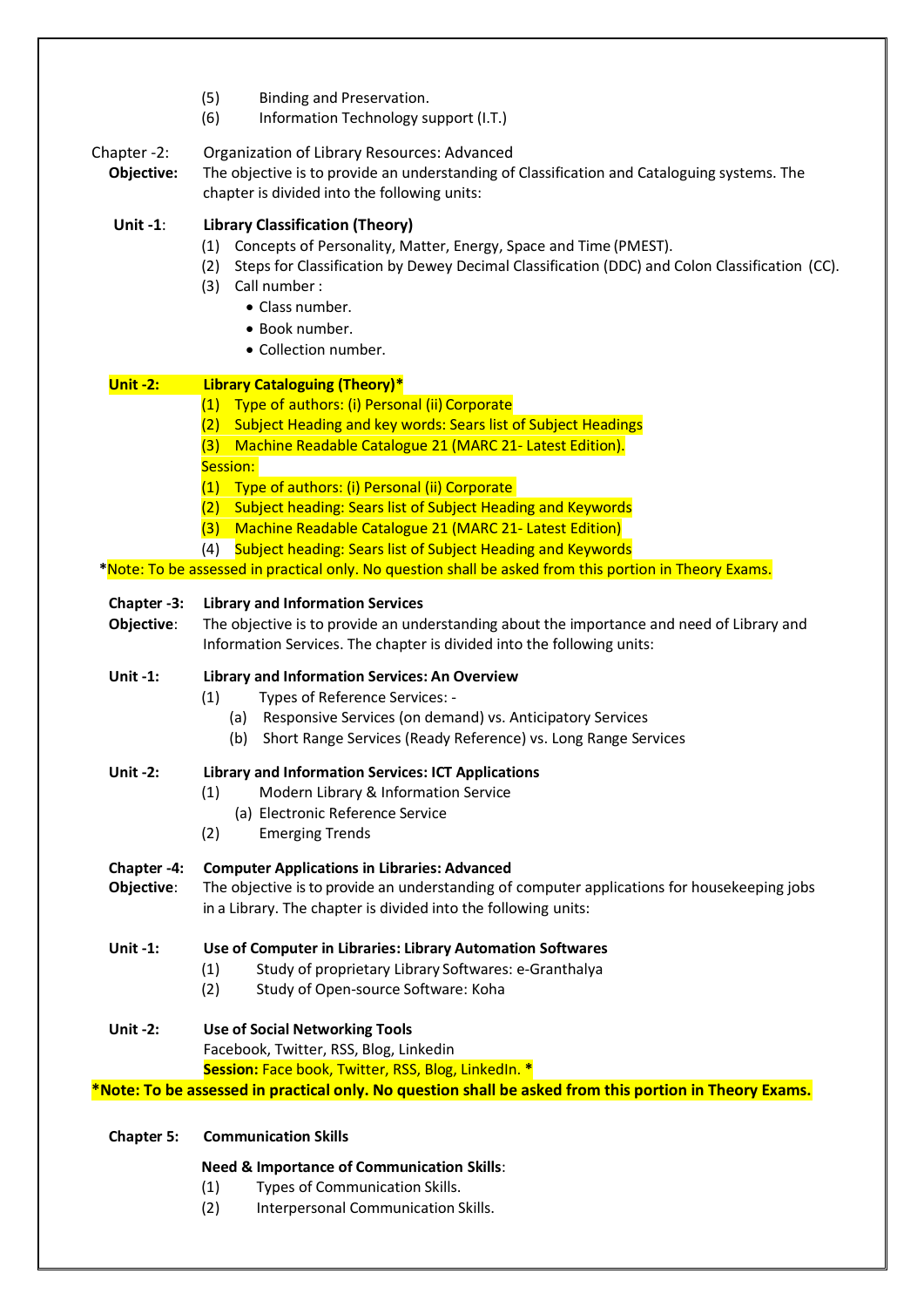(5) Binding and Preservation.
(6) Information Technology support (I.T.)

Chapter -2: Organization of Library Resources: Advanced

**Objective:** The objective is to provide an understanding of Classification and Cataloguing systems. The chapter is divided into the following units:

**Unit -1**: **Library Classification (Theory)**

(1) Concepts of Personality, Matter, Energy, Space and Time (PMEST).
(2) Steps for Classification by Dewey Decimal Classification (DDC) and Colon Classification (CC).
(3) Call number :
- Class number.
- Book number.
- Collection number.

**Unit -2: Library Cataloguing (Theory)***

(1) Type of authors: (i) Personal (ii) Corporate
(2) Subject Heading and key words: Sears list of Subject Headings
(3) Machine Readable Catalogue 21 (MARC 21- Latest Edition).

Session:

(1) Type of authors: (i) Personal (ii) Corporate
(2) Subject heading: Sears list of Subject Heading and Keywords
(3) Machine Readable Catalogue 21 (MARC 21- Latest Edition)
(4) Subject heading: Sears list of Subject Heading and Keywords

*Note: To be assessed in practical only. No question shall be asked from this portion in Theory Exams.

**Chapter -3: Library and Information Services**

**Objective**: The objective is to provide an understanding about the importance and need of Library and Information Services. The chapter is divided into the following units:

**Unit -1: Library and Information Services: An Overview**

(1) Types of Reference Services: -
   (a) Responsive Services (on demand) vs. Anticipatory Services
   (b) Short Range Services (Ready Reference) vs. Long Range Services

**Unit -2: Library and Information Services: ICT Applications**

(1) Modern Library & Information Service
   (a) Electronic Reference Service
(2) Emerging Trends

**Chapter -4: Computer Applications in Libraries: Advanced**

**Objective**: The objective is to provide an understanding of computer applications for housekeeping jobs in a Library. The chapter is divided into the following units:

**Unit -1: Use of Computer in Libraries: Library Automation Softwares**

(1) Study of proprietary Library Softwares: e-Granthalya
(2) Study of Open-source Software: Koha

**Unit -2: Use of Social Networking Tools**

Facebook, Twitter, RSS, Blog, Linkedin

**Session:** Face book, Twitter, RSS, Blog, LinkedIn. *

***Note: To be assessed in practical only. No question shall be asked from this portion in Theory Exams.**

**Chapter 5: Communication Skills**

**Need & Importance of Communication Skills**:

(1) Types of Communication Skills.
(2) Interpersonal Communication Skills.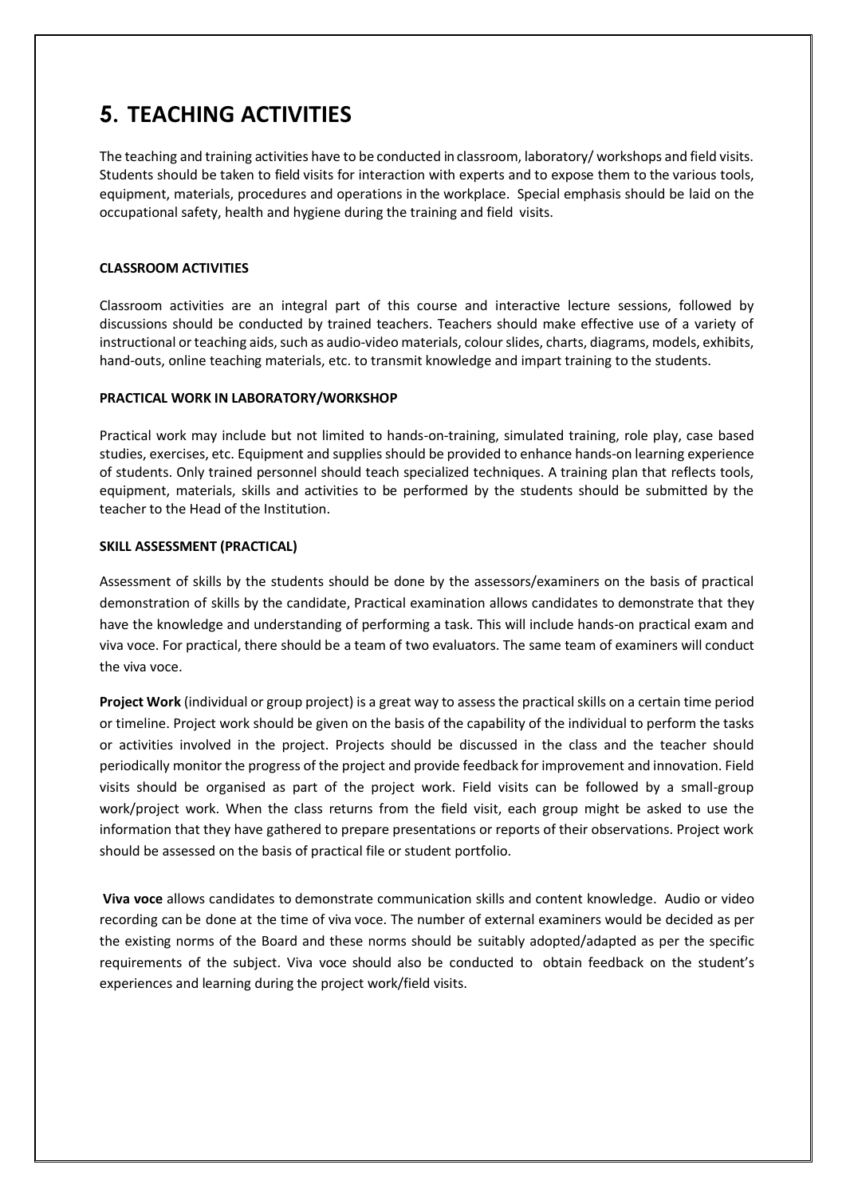# 5. TEACHING ACTIVITIES

The teaching and training activities have to be conducted in classroom, laboratory/ workshops and field visits. Students should be taken to field visits for interaction with experts and to expose them to the various tools, equipment, materials, procedures and operations in the workplace. Special emphasis should be laid on the occupational safety, health and hygiene during the training and field visits.

### CLASSROOM ACTIVITIES

Classroom activities are an integral part of this course and interactive lecture sessions, followed by discussions should be conducted by trained teachers. Teachers should make effective use of a variety of instructional or teaching aids, such as audio-video materials, colour slides, charts, diagrams, models, exhibits, hand-outs, online teaching materials, etc. to transmit knowledge and impart training to the students.

### PRACTICAL WORK IN LABORATORY/WORKSHOP

Practical work may include but not limited to hands-on-training, simulated training, role play, case based studies, exercises, etc. Equipment and supplies should be provided to enhance hands-on learning experience of students. Only trained personnel should teach specialized techniques. A training plan that reflects tools, equipment, materials, skills and activities to be performed by the students should be submitted by the teacher to the Head of the Institution.

### SKILL ASSESSMENT (PRACTICAL)

Assessment of skills by the students should be done by the assessors/examiners on the basis of practical demonstration of skills by the candidate, Practical examination allows candidates to demonstrate that they have the knowledge and understanding of performing a task. This will include hands-on practical exam and viva voce. For practical, there should be a team of two evaluators. The same team of examiners will conduct the viva voce.

**Project Work** (individual or group project) is a great way to assess the practical skills on a certain time period or timeline. Project work should be given on the basis of the capability of the individual to perform the tasks or activities involved in the project. Projects should be discussed in the class and the teacher should periodically monitor the progress of the project and provide feedback for improvement and innovation. Field visits should be organised as part of the project work. Field visits can be followed by a small-group work/project work. When the class returns from the field visit, each group might be asked to use the information that they have gathered to prepare presentations or reports of their observations. Project work should be assessed on the basis of practical file or student portfolio.

**Viva voce** allows candidates to demonstrate communication skills and content knowledge. Audio or video recording can be done at the time of viva voce. The number of external examiners would be decided as per the existing norms of the Board and these norms should be suitably adopted/adapted as per the specific requirements of the subject. Viva voce should also be conducted to obtain feedback on the student's experiences and learning during the project work/field visits.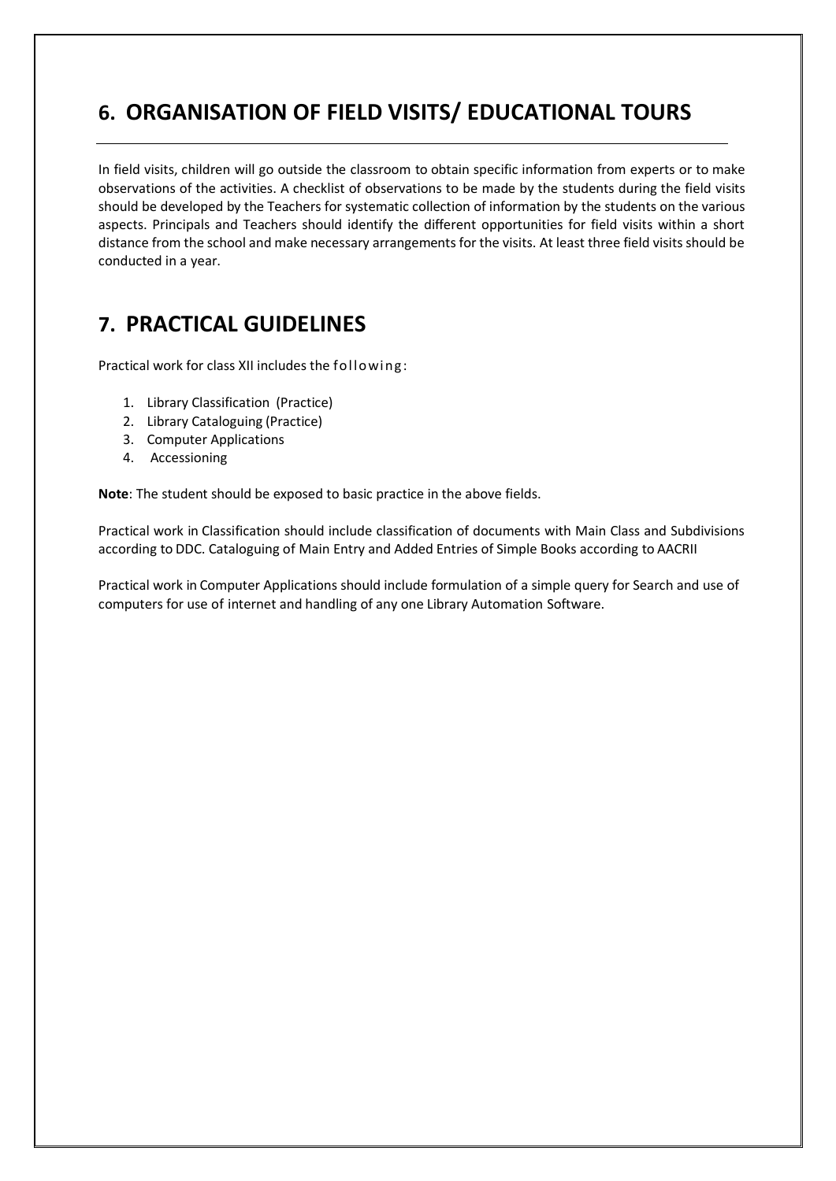## 6. ORGANISATION OF FIELD VISITS/ EDUCATIONAL TOURS

In field visits, children will go outside the classroom to obtain specific information from experts or to make observations of the activities. A checklist of observations to be made by the students during the field visits should be developed by the Teachers for systematic collection of information by the students on the various aspects. Principals and Teachers should identify the different opportunities for field visits within a short distance from the school and make necessary arrangements for the visits. At least three field visits should be conducted in a year.

## 7. PRACTICAL GUIDELINES

Practical work for class XII includes the following:

1. Library Classification (Practice)
2. Library Cataloguing (Practice)
3. Computer Applications
4. Accessioning

**Note**: The student should be exposed to basic practice in the above fields.

Practical work in Classification should include classification of documents with Main Class and Subdivisions according to DDC. Cataloguing of Main Entry and Added Entries of Simple Books according to AACRII

Practical work in Computer Applications should include formulation of a simple query for Search and use of computers for use of internet and handling of any one Library Automation Software.